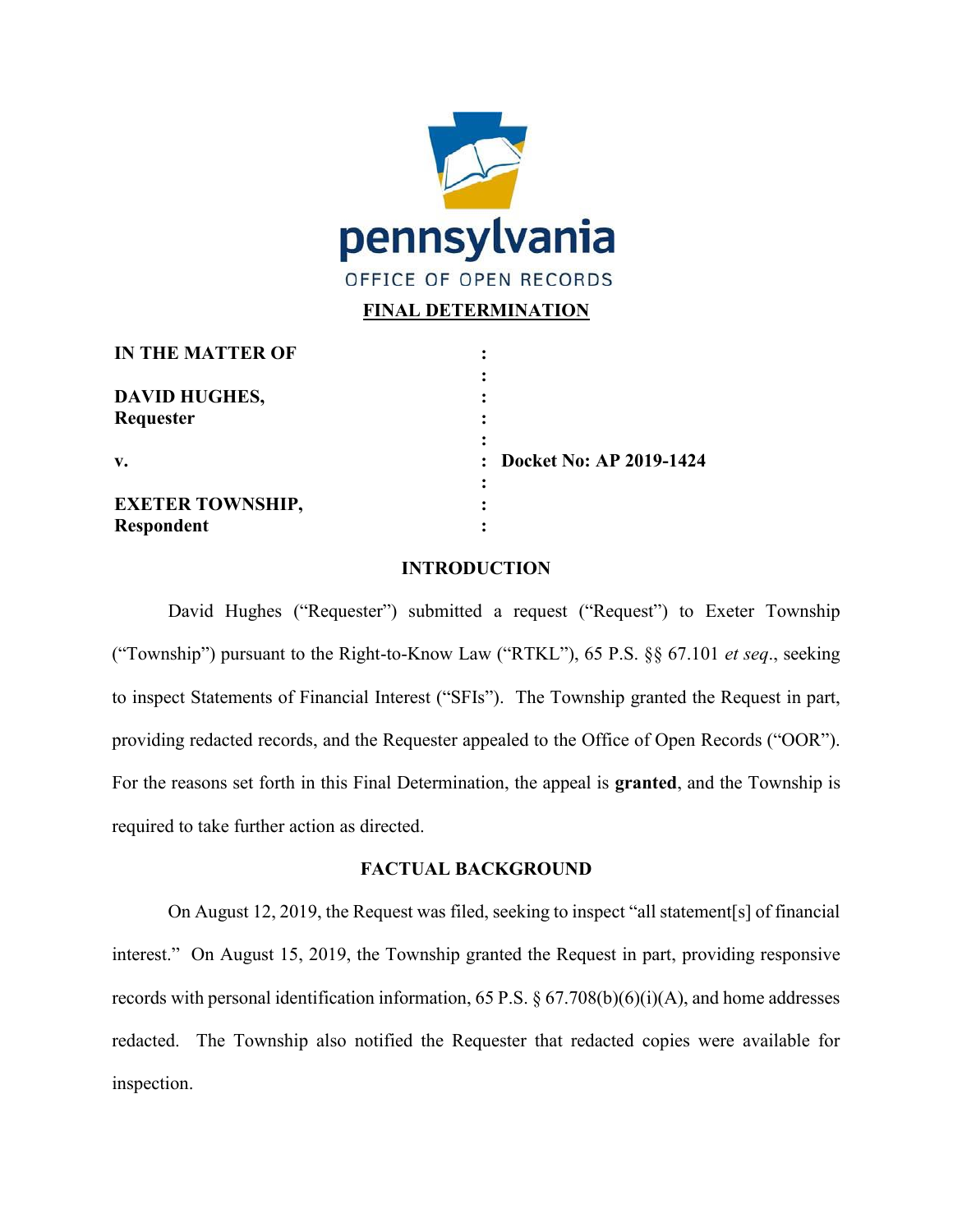pennsylvania
OFFICE OF OPEN RECORDS

**FINAL DETERMINATION**

| | | |
|---|---|---|
| **IN THE MATTER OF** | : | |
| | : | |
| **DAVID HUGHES,** | : | |
| **Requester** | : | |
| | : | |
| **v.** | : | **Docket No: AP 2019-1424** |
| | : | |
| **EXETER TOWNSHIP,** | : | |
| **Respondent** | : | |

## INTRODUCTION

David Hughes ("Requester") submitted a request ("Request") to Exeter Township ("Township") pursuant to the Right-to-Know Law ("RTKL"), 65 P.S. §§ 67.101 *et seq*., seeking to inspect Statements of Financial Interest ("SFIs"). The Township granted the Request in part, providing redacted records, and the Requester appealed to the Office of Open Records ("OOR"). For the reasons set forth in this Final Determination, the appeal is **granted**, and the Township is required to take further action as directed.

## FACTUAL BACKGROUND

On August 12, 2019, the Request was filed, seeking to inspect "all statement[s] of financial interest." On August 15, 2019, the Township granted the Request in part, providing responsive records with personal identification information, 65 P.S. § 67.708(b)(6)(i)(A), and home addresses redacted. The Township also notified the Requester that redacted copies were available for inspection.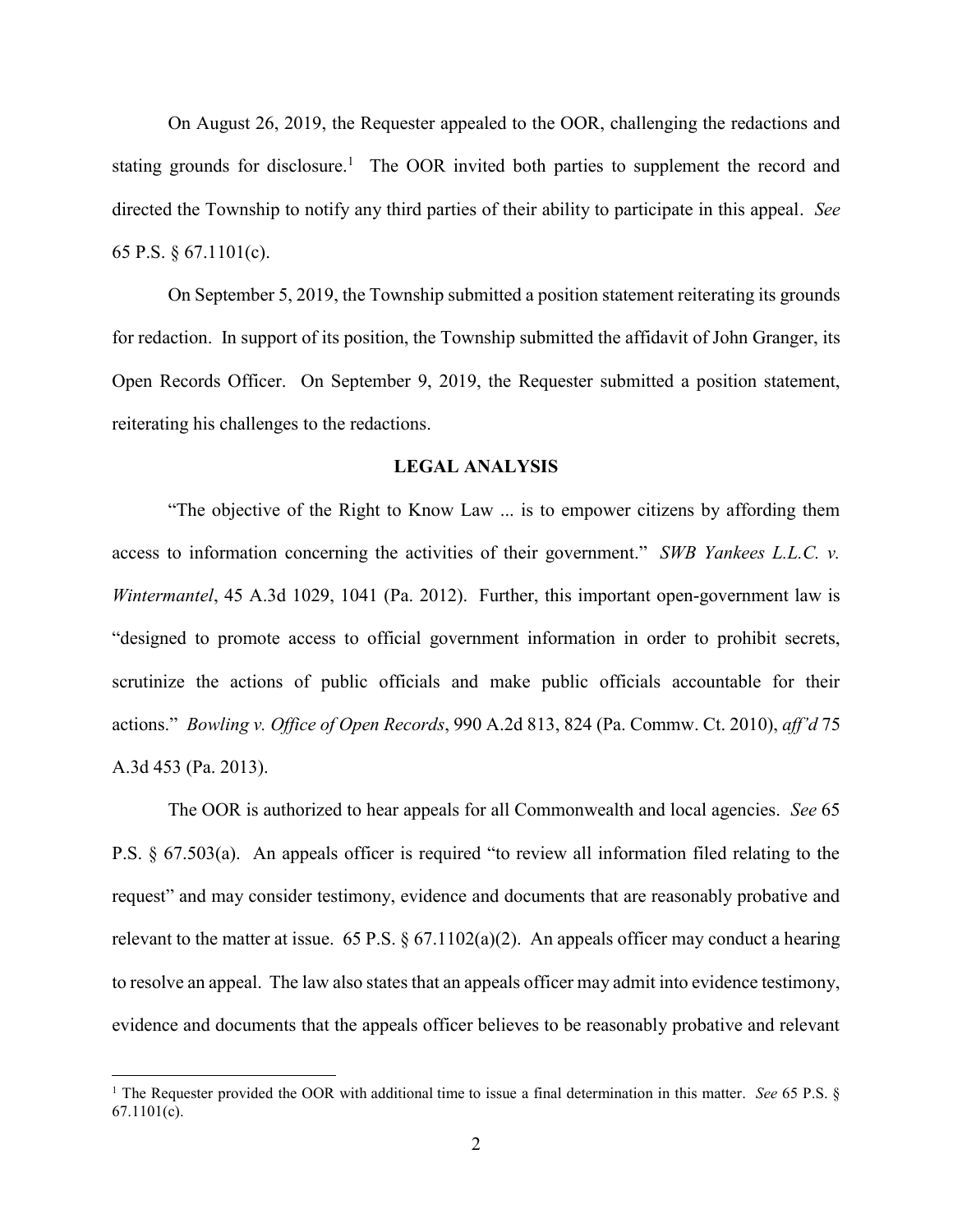On August 26, 2019, the Requester appealed to the OOR, challenging the redactions and stating grounds for disclosure.[1] The OOR invited both parties to supplement the record and directed the Township to notify any third parties of their ability to participate in this appeal. *See* 65 P.S. § 67.1101(c).

On September 5, 2019, the Township submitted a position statement reiterating its grounds for redaction. In support of its position, the Township submitted the affidavit of John Granger, its Open Records Officer. On September 9, 2019, the Requester submitted a position statement, reiterating his challenges to the redactions.

## LEGAL ANALYSIS

"The objective of the Right to Know Law ... is to empower citizens by affording them access to information concerning the activities of their government." *SWB Yankees L.L.C. v. Wintermantel*, 45 A.3d 1029, 1041 (Pa. 2012). Further, this important open-government law is "designed to promote access to official government information in order to prohibit secrets, scrutinize the actions of public officials and make public officials accountable for their actions." *Bowling v. Office of Open Records*, 990 A.2d 813, 824 (Pa. Commw. Ct. 2010), *aff'd* 75 A.3d 453 (Pa. 2013).

The OOR is authorized to hear appeals for all Commonwealth and local agencies. *See* 65 P.S. § 67.503(a). An appeals officer is required "to review all information filed relating to the request" and may consider testimony, evidence and documents that are reasonably probative and relevant to the matter at issue. 65 P.S. § 67.1102(a)(2). An appeals officer may conduct a hearing to resolve an appeal. The law also states that an appeals officer may admit into evidence testimony, evidence and documents that the appeals officer believes to be reasonably probative and relevant

[1] The Requester provided the OOR with additional time to issue a final determination in this matter. *See* 65 P.S. § 67.1101(c).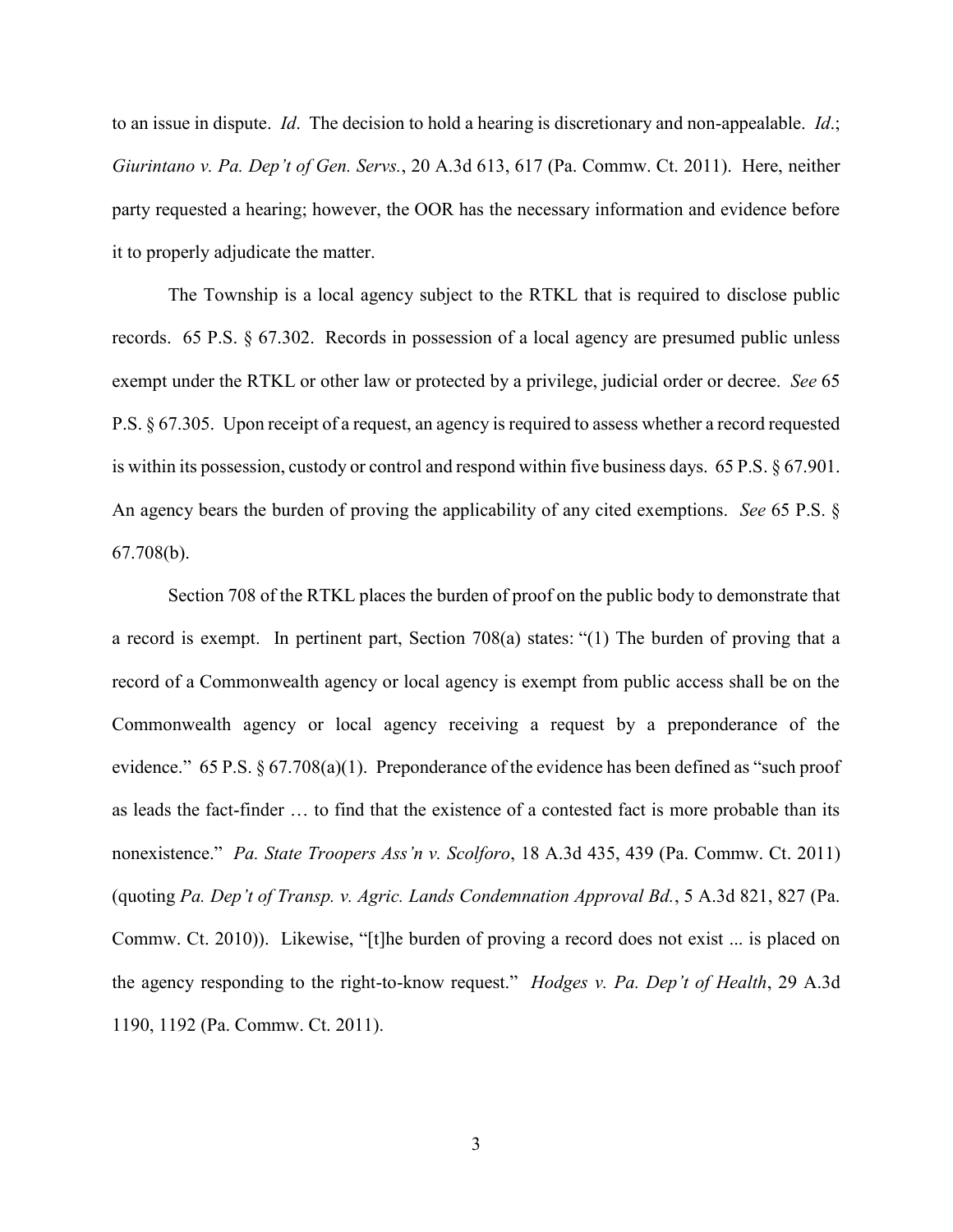to an issue in dispute. *Id*. The decision to hold a hearing is discretionary and non-appealable. *Id*.; *Giurintano v. Pa. Dep't of Gen. Servs.*, 20 A.3d 613, 617 (Pa. Commw. Ct. 2011). Here, neither party requested a hearing; however, the OOR has the necessary information and evidence before it to properly adjudicate the matter.

The Township is a local agency subject to the RTKL that is required to disclose public records. 65 P.S. § 67.302. Records in possession of a local agency are presumed public unless exempt under the RTKL or other law or protected by a privilege, judicial order or decree. *See* 65 P.S. § 67.305. Upon receipt of a request, an agency is required to assess whether a record requested is within its possession, custody or control and respond within five business days. 65 P.S. § 67.901. An agency bears the burden of proving the applicability of any cited exemptions. *See* 65 P.S. § 67.708(b).

Section 708 of the RTKL places the burden of proof on the public body to demonstrate that a record is exempt. In pertinent part, Section 708(a) states: "(1) The burden of proving that a record of a Commonwealth agency or local agency is exempt from public access shall be on the Commonwealth agency or local agency receiving a request by a preponderance of the evidence." 65 P.S. § 67.708(a)(1). Preponderance of the evidence has been defined as "such proof as leads the fact-finder … to find that the existence of a contested fact is more probable than its nonexistence." *Pa. State Troopers Ass'n v. Scolforo*, 18 A.3d 435, 439 (Pa. Commw. Ct. 2011) (quoting *Pa. Dep't of Transp. v. Agric. Lands Condemnation Approval Bd.*, 5 A.3d 821, 827 (Pa. Commw. Ct. 2010)). Likewise, "[t]he burden of proving a record does not exist ... is placed on the agency responding to the right-to-know request." *Hodges v. Pa. Dep't of Health*, 29 A.3d 1190, 1192 (Pa. Commw. Ct. 2011).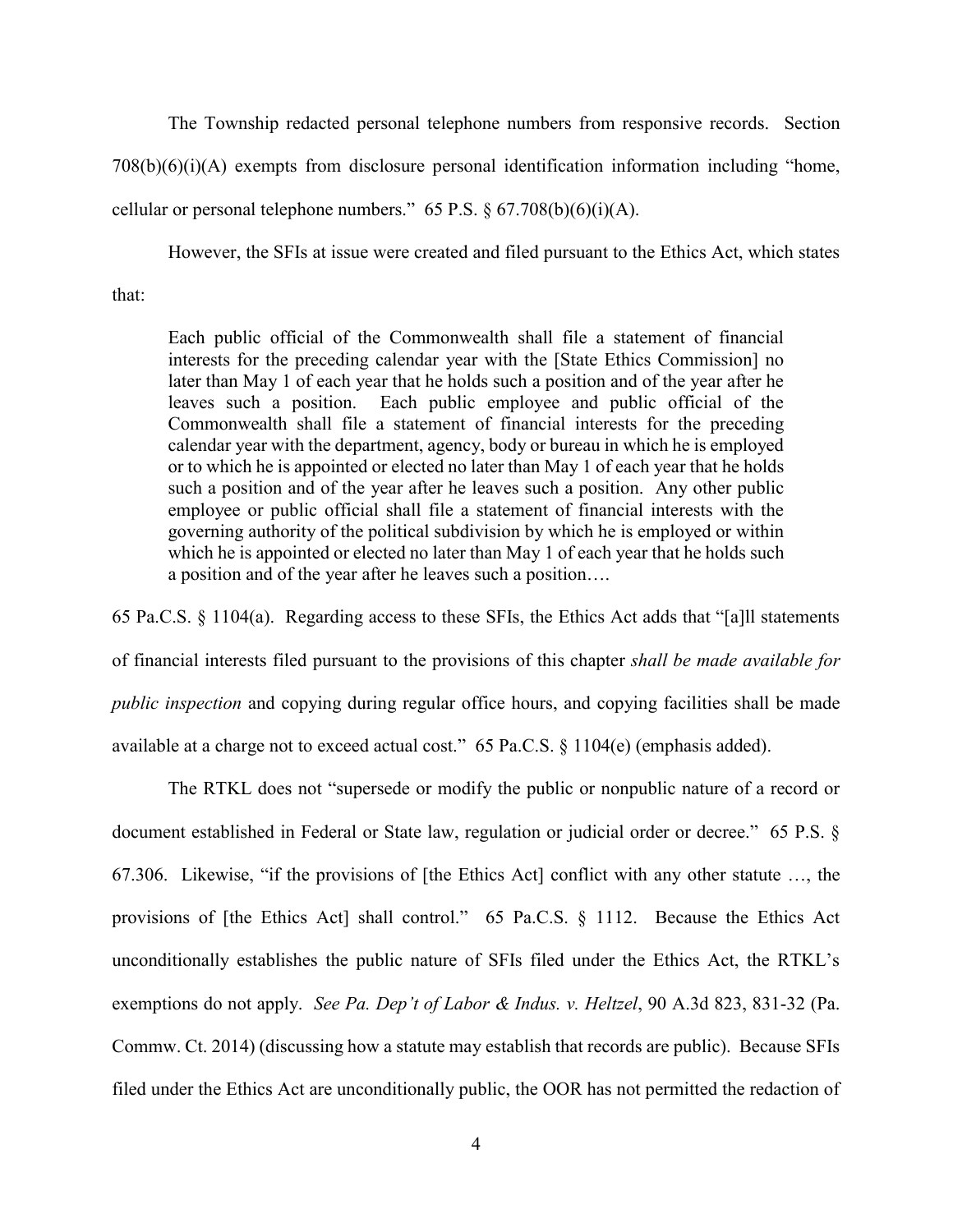The Township redacted personal telephone numbers from responsive records. Section 708(b)(6)(i)(A) exempts from disclosure personal identification information including "home, cellular or personal telephone numbers." 65 P.S. § 67.708(b)(6)(i)(A).

However, the SFIs at issue were created and filed pursuant to the Ethics Act, which states that:

> Each public official of the Commonwealth shall file a statement of financial interests for the preceding calendar year with the [State Ethics Commission] no later than May 1 of each year that he holds such a position and of the year after he leaves such a position. Each public employee and public official of the Commonwealth shall file a statement of financial interests for the preceding calendar year with the department, agency, body or bureau in which he is employed or to which he is appointed or elected no later than May 1 of each year that he holds such a position and of the year after he leaves such a position. Any other public employee or public official shall file a statement of financial interests with the governing authority of the political subdivision by which he is employed or within which he is appointed or elected no later than May 1 of each year that he holds such a position and of the year after he leaves such a position….

65 Pa.C.S. § 1104(a). Regarding access to these SFIs, the Ethics Act adds that "[a]ll statements of financial interests filed pursuant to the provisions of this chapter *shall be made available for public inspection* and copying during regular office hours, and copying facilities shall be made available at a charge not to exceed actual cost." 65 Pa.C.S. § 1104(e) (emphasis added).

The RTKL does not "supersede or modify the public or nonpublic nature of a record or document established in Federal or State law, regulation or judicial order or decree." 65 P.S. § 67.306. Likewise, "if the provisions of [the Ethics Act] conflict with any other statute …, the provisions of [the Ethics Act] shall control." 65 Pa.C.S. § 1112. Because the Ethics Act unconditionally establishes the public nature of SFIs filed under the Ethics Act, the RTKL's exemptions do not apply. *See Pa. Dep't of Labor & Indus. v. Heltzel*, 90 A.3d 823, 831-32 (Pa. Commw. Ct. 2014) (discussing how a statute may establish that records are public). Because SFIs filed under the Ethics Act are unconditionally public, the OOR has not permitted the redaction of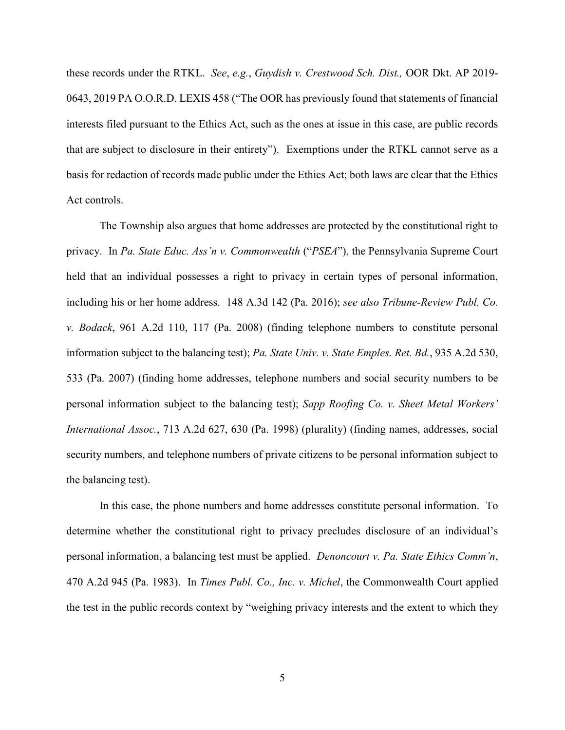these records under the RTKL. *See*, *e.g.*, *Guydish v. Crestwood Sch. Dist.,* OOR Dkt. AP 2019-0643, 2019 PA O.O.R.D. LEXIS 458 ("The OOR has previously found that statements of financial interests filed pursuant to the Ethics Act, such as the ones at issue in this case, are public records that are subject to disclosure in their entirety"). Exemptions under the RTKL cannot serve as a basis for redaction of records made public under the Ethics Act; both laws are clear that the Ethics Act controls.

The Township also argues that home addresses are protected by the constitutional right to privacy. In *Pa. State Educ. Ass'n v. Commonwealth* ("*PSEA*"), the Pennsylvania Supreme Court held that an individual possesses a right to privacy in certain types of personal information, including his or her home address. 148 A.3d 142 (Pa. 2016); *see also Tribune-Review Publ. Co. v. Bodack*, 961 A.2d 110, 117 (Pa. 2008) (finding telephone numbers to constitute personal information subject to the balancing test); *Pa. State Univ. v. State Emples. Ret. Bd.*, 935 A.2d 530, 533 (Pa. 2007) (finding home addresses, telephone numbers and social security numbers to be personal information subject to the balancing test); *Sapp Roofing Co. v. Sheet Metal Workers' International Assoc.*, 713 A.2d 627, 630 (Pa. 1998) (plurality) (finding names, addresses, social security numbers, and telephone numbers of private citizens to be personal information subject to the balancing test).

In this case, the phone numbers and home addresses constitute personal information. To determine whether the constitutional right to privacy precludes disclosure of an individual's personal information, a balancing test must be applied. *Denoncourt v. Pa. State Ethics Comm'n*, 470 A.2d 945 (Pa. 1983). In *Times Publ. Co., Inc. v. Michel*, the Commonwealth Court applied the test in the public records context by "weighing privacy interests and the extent to which they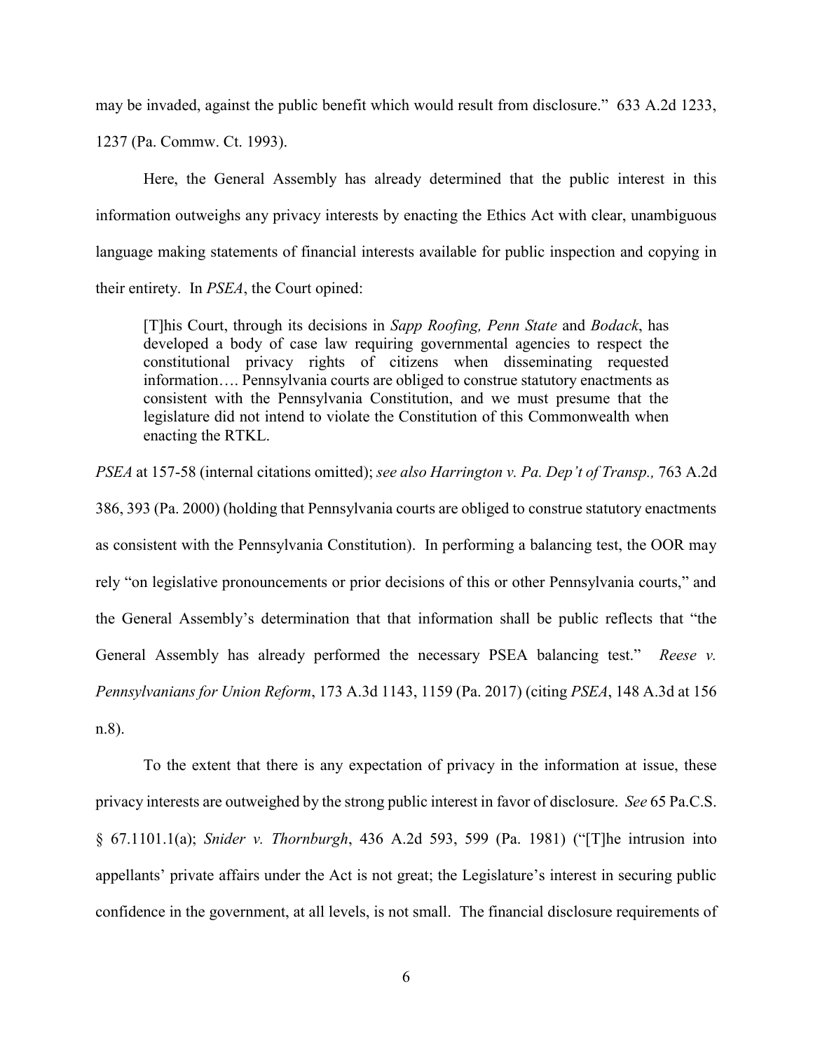may be invaded, against the public benefit which would result from disclosure." 633 A.2d 1233, 1237 (Pa. Commw. Ct. 1993).

Here, the General Assembly has already determined that the public interest in this information outweighs any privacy interests by enacting the Ethics Act with clear, unambiguous language making statements of financial interests available for public inspection and copying in their entirety. In *PSEA*, the Court opined:

> [T]his Court, through its decisions in *Sapp Roofing, Penn State* and *Bodack*, has developed a body of case law requiring governmental agencies to respect the constitutional privacy rights of citizens when disseminating requested information…. Pennsylvania courts are obliged to construe statutory enactments as consistent with the Pennsylvania Constitution, and we must presume that the legislature did not intend to violate the Constitution of this Commonwealth when enacting the RTKL.

*PSEA* at 157-58 (internal citations omitted); *see also Harrington v. Pa. Dep't of Transp.,* 763 A.2d 386, 393 (Pa. 2000) (holding that Pennsylvania courts are obliged to construe statutory enactments as consistent with the Pennsylvania Constitution). In performing a balancing test, the OOR may rely "on legislative pronouncements or prior decisions of this or other Pennsylvania courts," and the General Assembly's determination that that information shall be public reflects that "the General Assembly has already performed the necessary PSEA balancing test." *Reese v. Pennsylvanians for Union Reform*, 173 A.3d 1143, 1159 (Pa. 2017) (citing *PSEA*, 148 A.3d at 156 n.8).

To the extent that there is any expectation of privacy in the information at issue, these privacy interests are outweighed by the strong public interest in favor of disclosure. *See* 65 Pa.C.S. § 67.1101.1(a); *Snider v. Thornburgh*, 436 A.2d 593, 599 (Pa. 1981) ("[T]he intrusion into appellants' private affairs under the Act is not great; the Legislature's interest in securing public confidence in the government, at all levels, is not small. The financial disclosure requirements of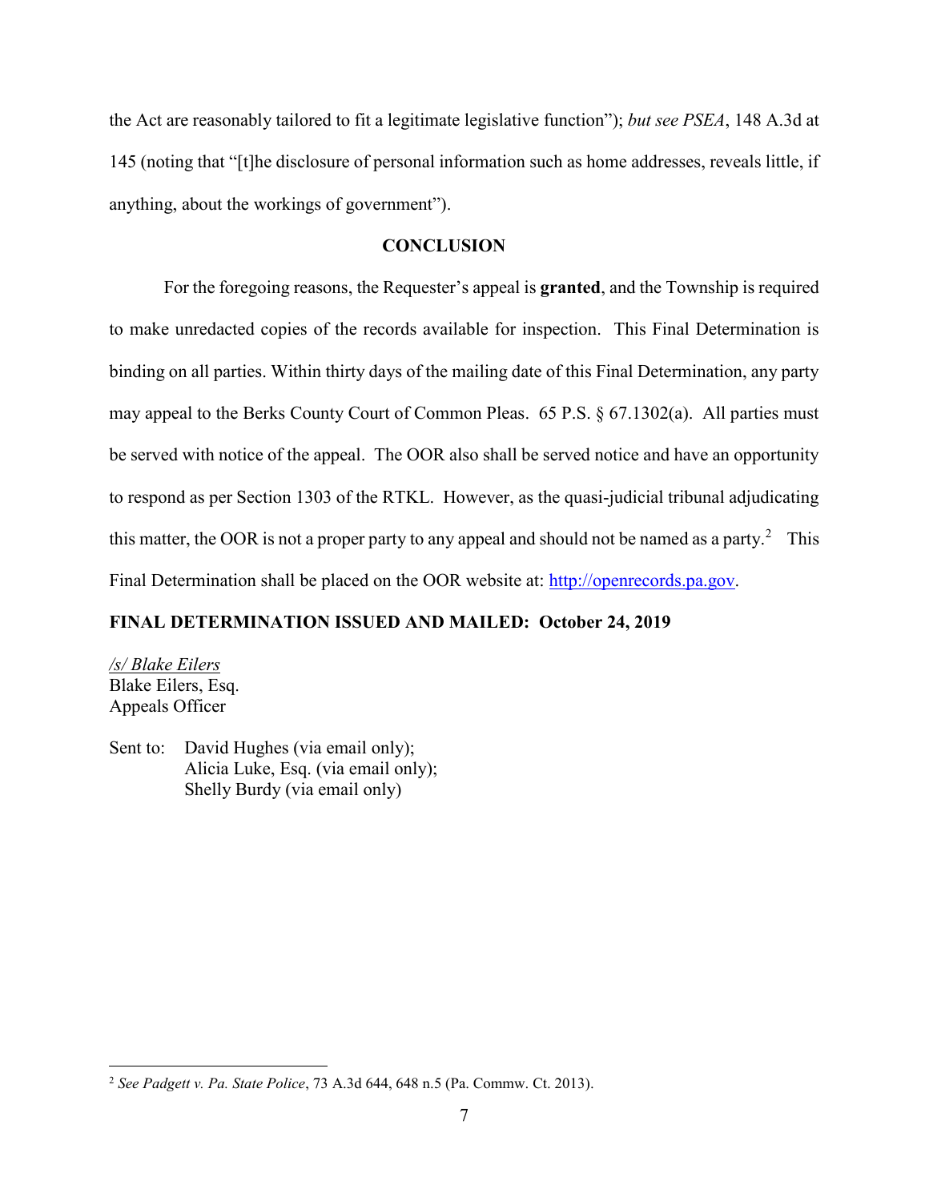the Act are reasonably tailored to fit a legitimate legislative function"); *but see PSEA*, 148 A.3d at 145 (noting that "[t]he disclosure of personal information such as home addresses, reveals little, if anything, about the workings of government").

## CONCLUSION

For the foregoing reasons, the Requester's appeal is **granted**, and the Township is required to make unredacted copies of the records available for inspection. This Final Determination is binding on all parties. Within thirty days of the mailing date of this Final Determination, any party may appeal to the Berks County Court of Common Pleas. 65 P.S. § 67.1302(a). All parties must be served with notice of the appeal. The OOR also shall be served notice and have an opportunity to respond as per Section 1303 of the RTKL. However, as the quasi-judicial tribunal adjudicating this matter, the OOR is not a proper party to any appeal and should not be named as a party.[2] This Final Determination shall be placed on the OOR website at: http://openrecords.pa.gov.

**FINAL DETERMINATION ISSUED AND MAILED: October 24, 2019**

*/s/ Blake Eilers*
Blake Eilers, Esq.
Appeals Officer

Sent to: David Hughes (via email only);
Alicia Luke, Esq. (via email only);
Shelly Burdy (via email only)

---

[2] *See Padgett v. Pa. State Police*, 73 A.3d 644, 648 n.5 (Pa. Commw. Ct. 2013).